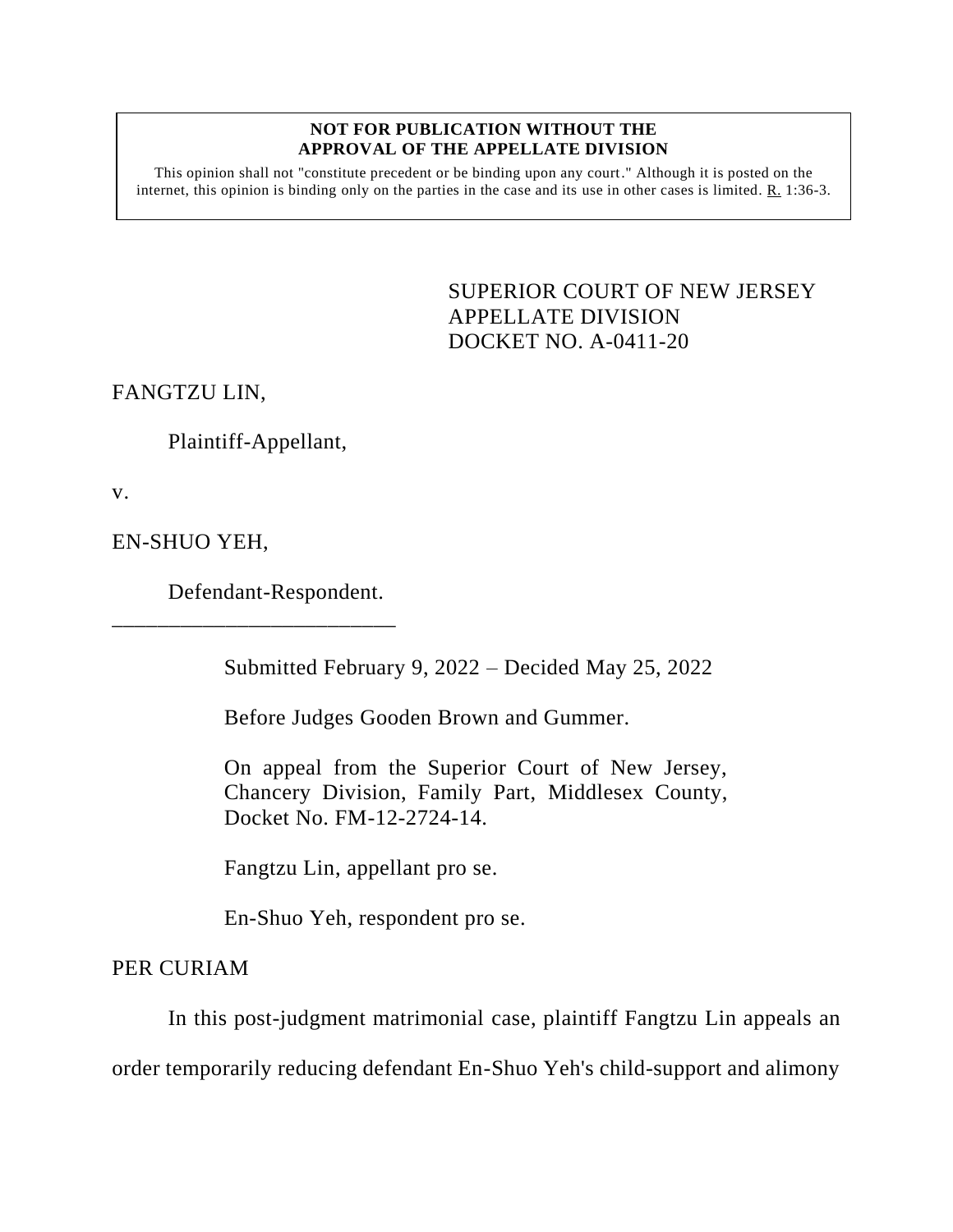**NOT FOR PUBLICATION WITHOUT THE APPROVAL OF THE APPELLATE DIVISION**

This opinion shall not "constitute precedent or be binding upon any court." Although it is posted on the internet, this opinion is binding only on the parties in the case and its use in other cases is limited. R. 1:36-3.

SUPERIOR COURT OF NEW JERSEY
APPELLATE DIVISION
DOCKET NO. A-0411-20

FANGTZU LIN,

Plaintiff-Appellant,

v.

EN-SHUO YEH,

Defendant-Respondent.

\_\_\_\_\_\_\_\_\_\_\_\_\_\_\_\_\_\_\_\_\_\_\_\_\_

Submitted February 9, 2022 – Decided May 25, 2022

Before Judges Gooden Brown and Gummer.

On appeal from the Superior Court of New Jersey, Chancery Division, Family Part, Middlesex County, Docket No. FM-12-2724-14.

Fangtzu Lin, appellant pro se.

En-Shuo Yeh, respondent pro se.

PER CURIAM

In this post-judgment matrimonial case, plaintiff Fangtzu Lin appeals an order temporarily reducing defendant En-Shuo Yeh's child-support and alimony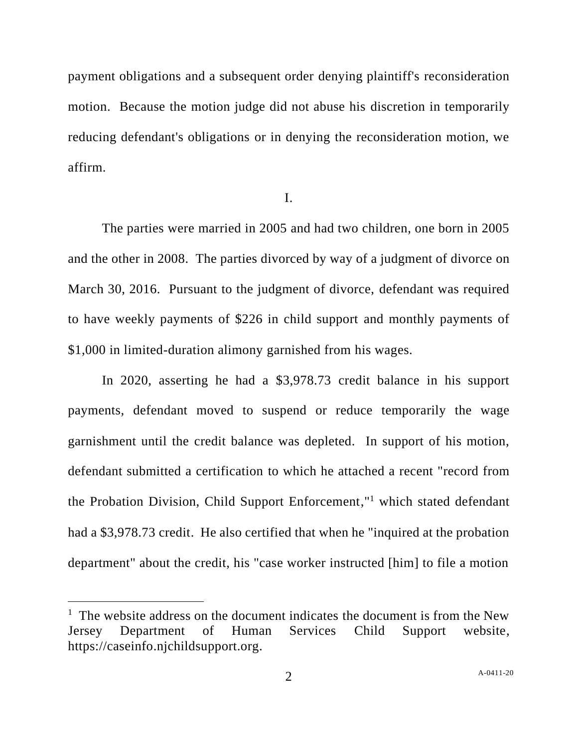payment obligations and a subsequent order denying plaintiff's reconsideration motion. Because the motion judge did not abuse his discretion in temporarily reducing defendant's obligations or in denying the reconsideration motion, we affirm.

## I.

The parties were married in 2005 and had two children, one born in 2005 and the other in 2008. The parties divorced by way of a judgment of divorce on March 30, 2016. Pursuant to the judgment of divorce, defendant was required to have weekly payments of $226 in child support and monthly payments of $1,000 in limited-duration alimony garnished from his wages.

In 2020, asserting he had a $3,978.73 credit balance in his support payments, defendant moved to suspend or reduce temporarily the wage garnishment until the credit balance was depleted. In support of his motion, defendant submitted a certification to which he attached a recent "record from the Probation Division, Child Support Enforcement,"[1] which stated defendant had a $3,978.73 credit. He also certified that when he "inquired at the probation department" about the credit, his "case worker instructed [him] to file a motion

---

[1] The website address on the document indicates the document is from the New Jersey Department of Human Services Child Support website, https://caseinfo.njchildsupport.org.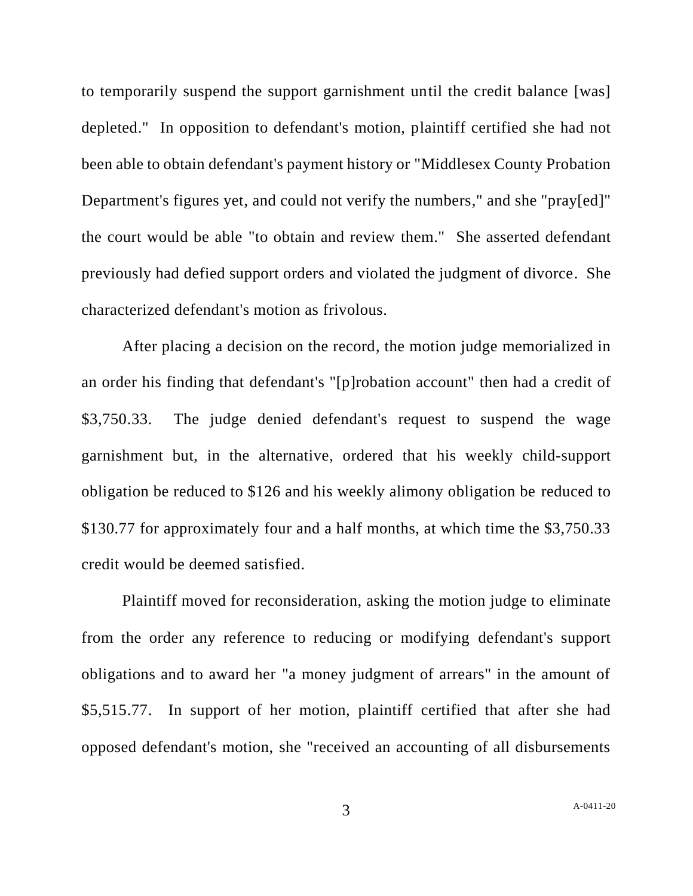to temporarily suspend the support garnishment until the credit balance [was] depleted." In opposition to defendant's motion, plaintiff certified she had not been able to obtain defendant's payment history or "Middlesex County Probation Department's figures yet, and could not verify the numbers," and she "pray[ed]" the court would be able "to obtain and review them." She asserted defendant previously had defied support orders and violated the judgment of divorce. She characterized defendant's motion as frivolous.

After placing a decision on the record, the motion judge memorialized in an order his finding that defendant's "[p]robation account" then had a credit of $3,750.33. The judge denied defendant's request to suspend the wage garnishment but, in the alternative, ordered that his weekly child-support obligation be reduced to $126 and his weekly alimony obligation be reduced to $130.77 for approximately four and a half months, at which time the $3,750.33 credit would be deemed satisfied.

Plaintiff moved for reconsideration, asking the motion judge to eliminate from the order any reference to reducing or modifying defendant's support obligations and to award her "a money judgment of arrears" in the amount of $5,515.77. In support of her motion, plaintiff certified that after she had opposed defendant's motion, she "received an accounting of all disbursements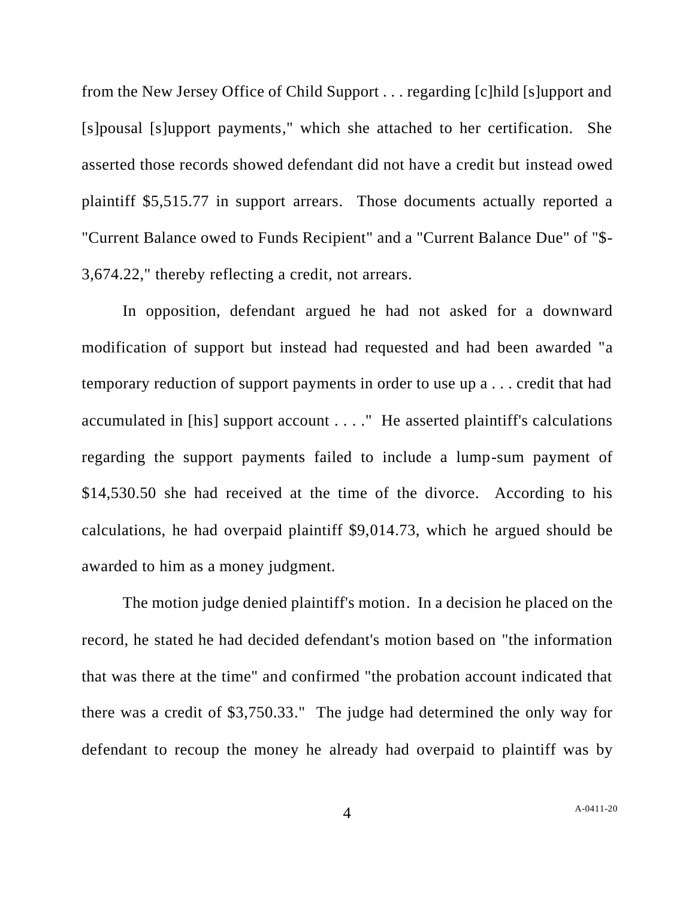from the New Jersey Office of Child Support . . . regarding [c]hild [s]upport and [s]pousal [s]upport payments," which she attached to her certification. She asserted those records showed defendant did not have a credit but instead owed plaintiff $5,515.77 in support arrears. Those documents actually reported a "Current Balance owed to Funds Recipient" and a "Current Balance Due" of "$-3,674.22," thereby reflecting a credit, not arrears.

In opposition, defendant argued he had not asked for a downward modification of support but instead had requested and had been awarded "a temporary reduction of support payments in order to use up a . . . credit that had accumulated in [his] support account . . . ." He asserted plaintiff's calculations regarding the support payments failed to include a lump-sum payment of $14,530.50 she had received at the time of the divorce. According to his calculations, he had overpaid plaintiff $9,014.73, which he argued should be awarded to him as a money judgment.

The motion judge denied plaintiff's motion. In a decision he placed on the record, he stated he had decided defendant's motion based on "the information that was there at the time" and confirmed "the probation account indicated that there was a credit of $3,750.33." The judge had determined the only way for defendant to recoup the money he already had overpaid to plaintiff was by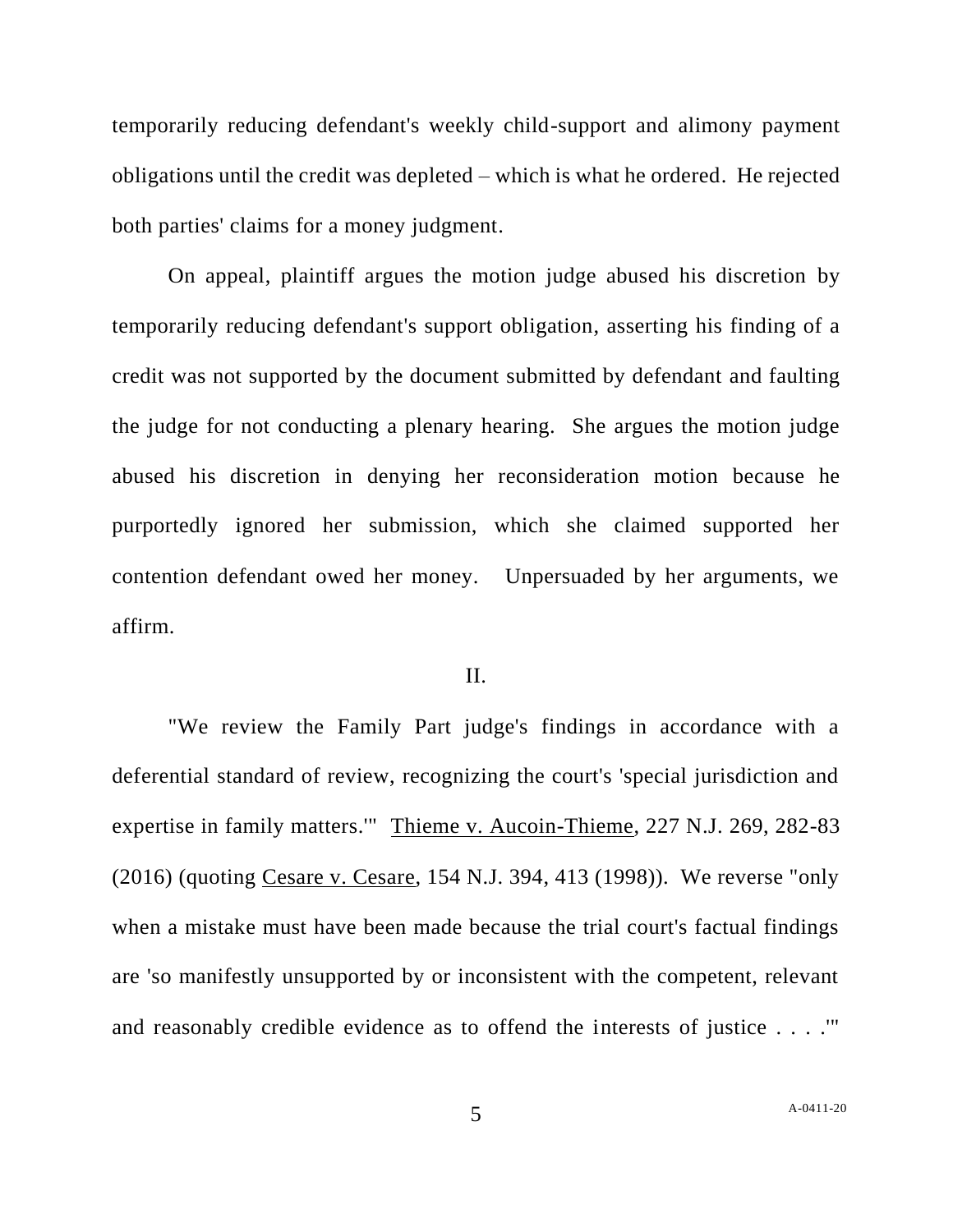temporarily reducing defendant's weekly child-support and alimony payment obligations until the credit was depleted – which is what he ordered. He rejected both parties' claims for a money judgment.

On appeal, plaintiff argues the motion judge abused his discretion by temporarily reducing defendant's support obligation, asserting his finding of a credit was not supported by the document submitted by defendant and faulting the judge for not conducting a plenary hearing. She argues the motion judge abused his discretion in denying her reconsideration motion because he purportedly ignored her submission, which she claimed supported her contention defendant owed her money. Unpersuaded by her arguments, we affirm.

## II.

"We review the Family Part judge's findings in accordance with a deferential standard of review, recognizing the court's 'special jurisdiction and expertise in family matters.'" Thieme v. Aucoin-Thieme, 227 N.J. 269, 282-83 (2016) (quoting Cesare v. Cesare, 154 N.J. 394, 413 (1998)). We reverse "only when a mistake must have been made because the trial court's factual findings are 'so manifestly unsupported by or inconsistent with the competent, relevant and reasonably credible evidence as to offend the interests of justice . . . .'"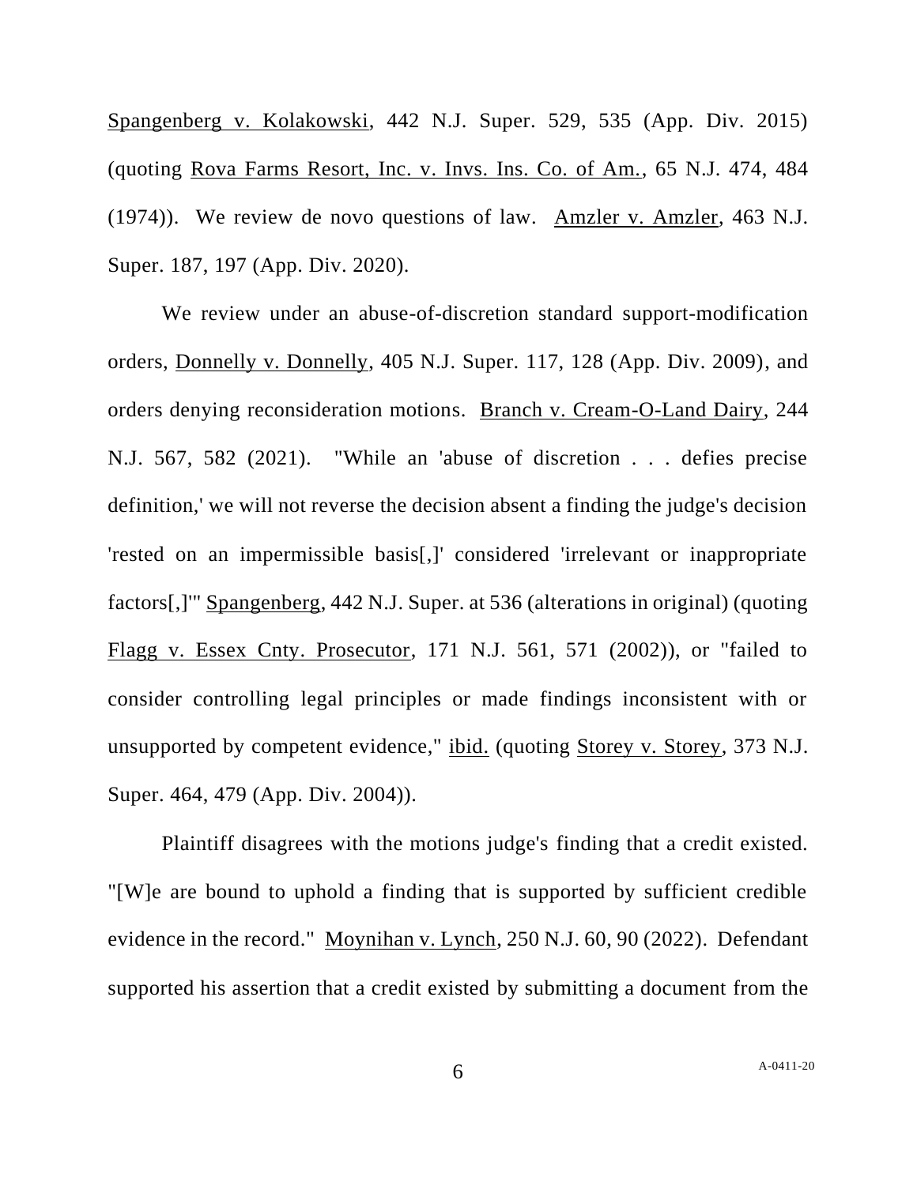Spangenberg v. Kolakowski, 442 N.J. Super. 529, 535 (App. Div. 2015) (quoting Rova Farms Resort, Inc. v. Invs. Ins. Co. of Am., 65 N.J. 474, 484 (1974)). We review de novo questions of law. Amzler v. Amzler, 463 N.J. Super. 187, 197 (App. Div. 2020).

We review under an abuse-of-discretion standard support-modification orders, Donnelly v. Donnelly, 405 N.J. Super. 117, 128 (App. Div. 2009), and orders denying reconsideration motions. Branch v. Cream-O-Land Dairy, 244 N.J. 567, 582 (2021). "While an 'abuse of discretion . . . defies precise definition,' we will not reverse the decision absent a finding the judge's decision 'rested on an impermissible basis[,]' considered 'irrelevant or inappropriate factors[,]'" Spangenberg, 442 N.J. Super. at 536 (alterations in original) (quoting Flagg v. Essex Cnty. Prosecutor, 171 N.J. 561, 571 (2002)), or "failed to consider controlling legal principles or made findings inconsistent with or unsupported by competent evidence," ibid. (quoting Storey v. Storey, 373 N.J. Super. 464, 479 (App. Div. 2004)).

Plaintiff disagrees with the motions judge's finding that a credit existed. "[W]e are bound to uphold a finding that is supported by sufficient credible evidence in the record." Moynihan v. Lynch, 250 N.J. 60, 90 (2022). Defendant supported his assertion that a credit existed by submitting a document from the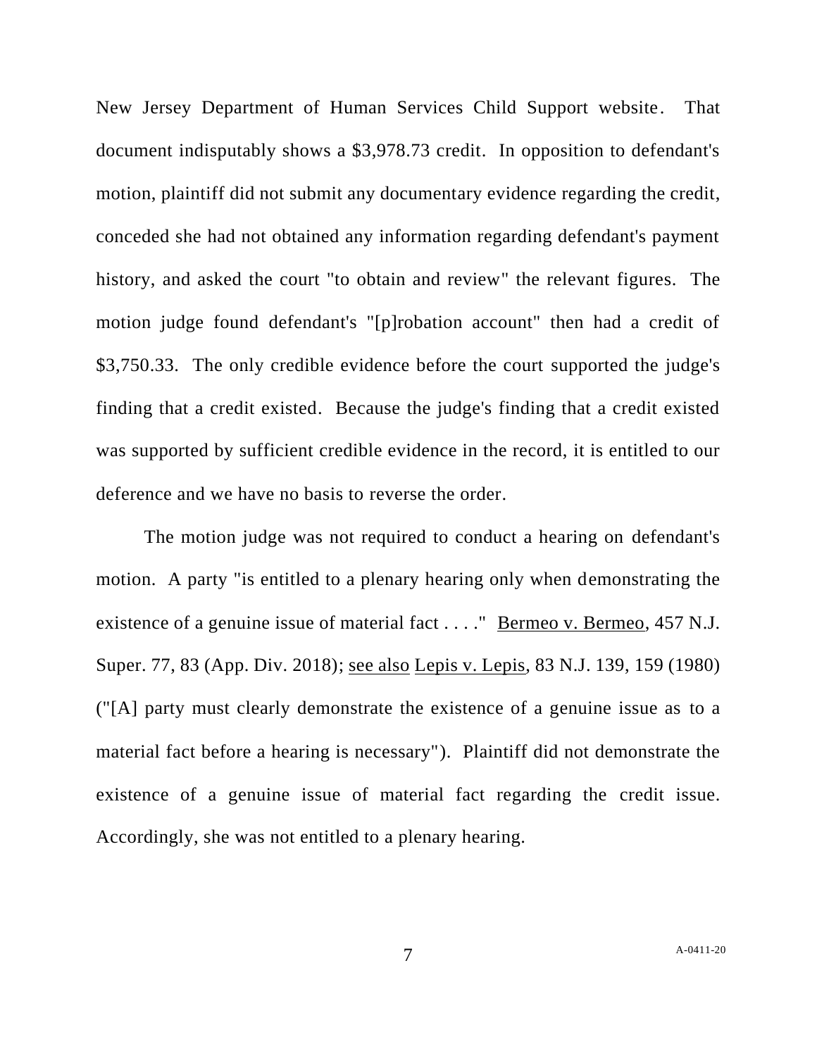New Jersey Department of Human Services Child Support website. That document indisputably shows a $3,978.73 credit. In opposition to defendant's motion, plaintiff did not submit any documentary evidence regarding the credit, conceded she had not obtained any information regarding defendant's payment history, and asked the court "to obtain and review" the relevant figures. The motion judge found defendant's "[p]robation account" then had a credit of $3,750.33. The only credible evidence before the court supported the judge's finding that a credit existed. Because the judge's finding that a credit existed was supported by sufficient credible evidence in the record, it is entitled to our deference and we have no basis to reverse the order.

The motion judge was not required to conduct a hearing on defendant's motion. A party "is entitled to a plenary hearing only when demonstrating the existence of a genuine issue of material fact . . . ." Bermeo v. Bermeo, 457 N.J. Super. 77, 83 (App. Div. 2018); see also Lepis v. Lepis, 83 N.J. 139, 159 (1980) ("[A] party must clearly demonstrate the existence of a genuine issue as to a material fact before a hearing is necessary"). Plaintiff did not demonstrate the existence of a genuine issue of material fact regarding the credit issue. Accordingly, she was not entitled to a plenary hearing.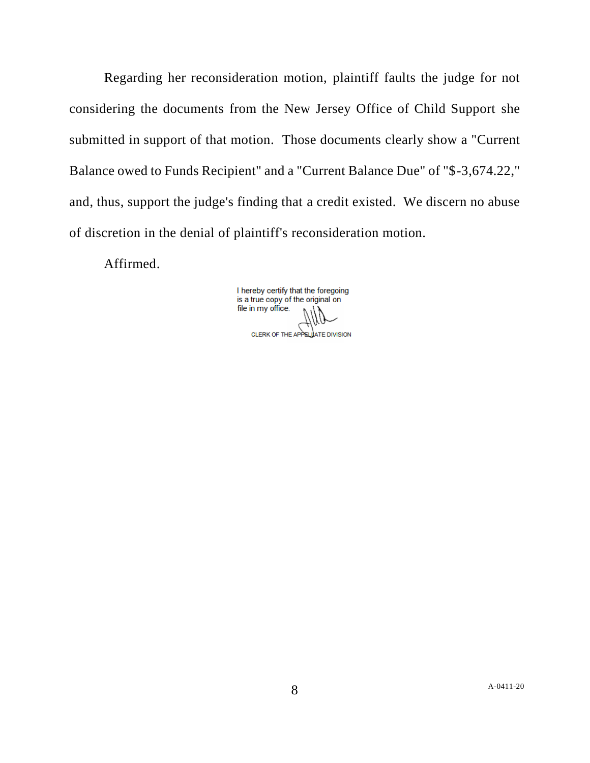Regarding her reconsideration motion, plaintiff faults the judge for not considering the documents from the New Jersey Office of Child Support she submitted in support of that motion. Those documents clearly show a "Current Balance owed to Funds Recipient" and a "Current Balance Due" of "$-3,674.22," and, thus, support the judge's finding that a credit existed. We discern no abuse of discretion in the denial of plaintiff's reconsideration motion.

Affirmed.

I hereby certify that the foregoing is a true copy of the original on file in my office.

CLERK OF THE APPELLATE DIVISION